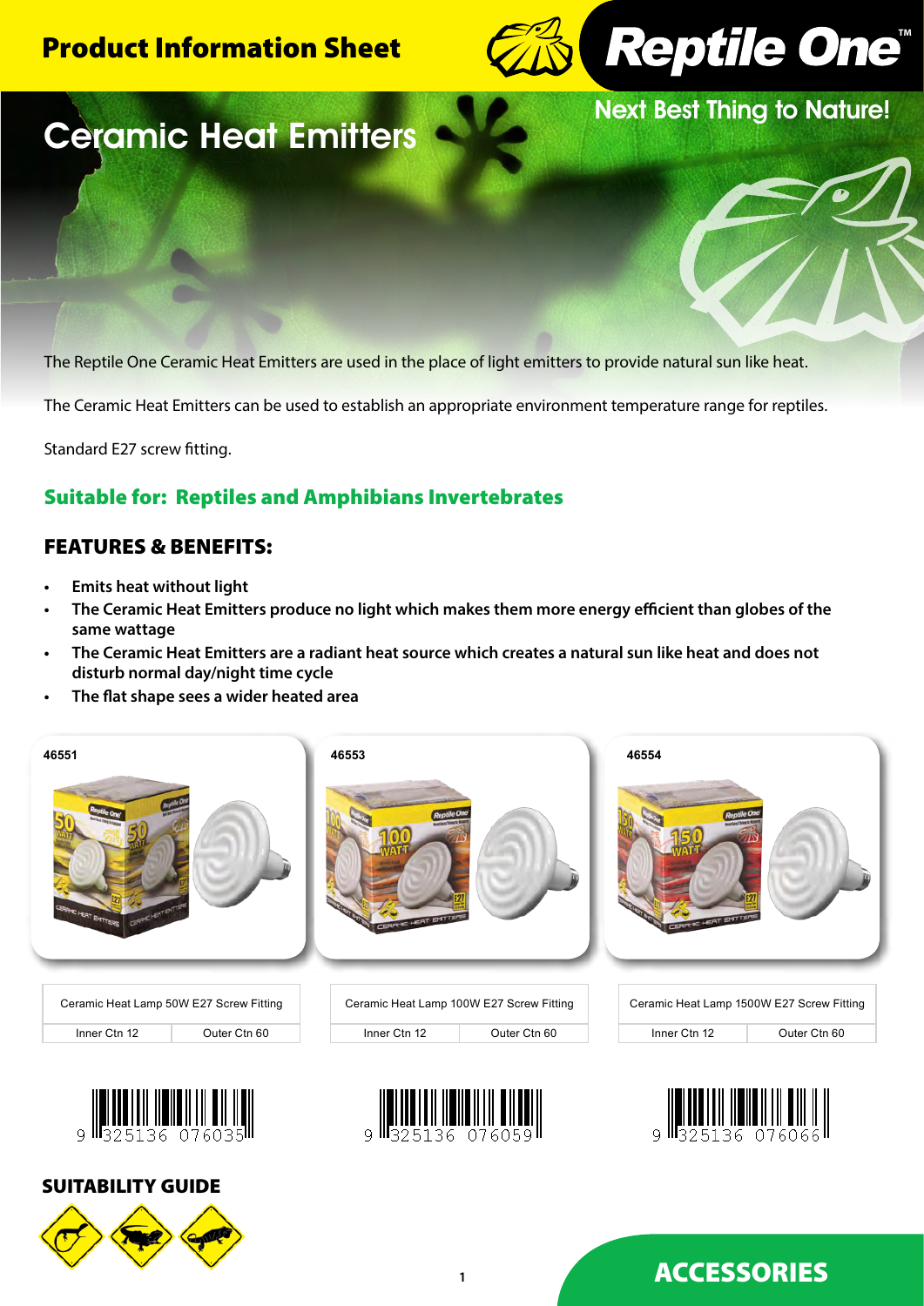# Product Information Sheet

**Reptile One™**

Next Best Thing to Nature!

## Ceramic Heat Emitters

The Reptile One Ceramic Heat Emitters are used in the place of light emitters to provide natural sun like heat.

The Ceramic Heat Emitters can be used to establish an appropriate environment temperature range for reptiles.

Standard E27 screw fitting.

### Suitable for: Reptiles and Amphibians Invertebrates

### FEATURES & BENEFITS:

- **Emits heat without light**
- **The Ceramic Heat Emitters produce no light which makes them more energy efficient than globes of the same wattage**
- **The Ceramic Heat Emitters are a radiant heat source which creates a natural sun like heat and does not disturb normal day/night time cycle**
- **The flat shape sees a wider heated area**

**46551**

| Ceramic Heat Lamp 50W E27 Screw Fitting | |
|---|---|
| Inner Ctn 12 | Outer Ctn 60 |

9 325136 076035

**46553**

| Ceramic Heat Lamp 100W E27 Screw Fitting | |
|---|---|
| Inner Ctn 12 | Outer Ctn 60 |

9 325136 076059

**46554**

| Ceramic Heat Lamp 1500W E27 Screw Fitting | |
|---|---|
| Inner Ctn 12 | Outer Ctn 60 |

9 325136 076066

### SUITABILITY GUIDE

## ACCESSORIES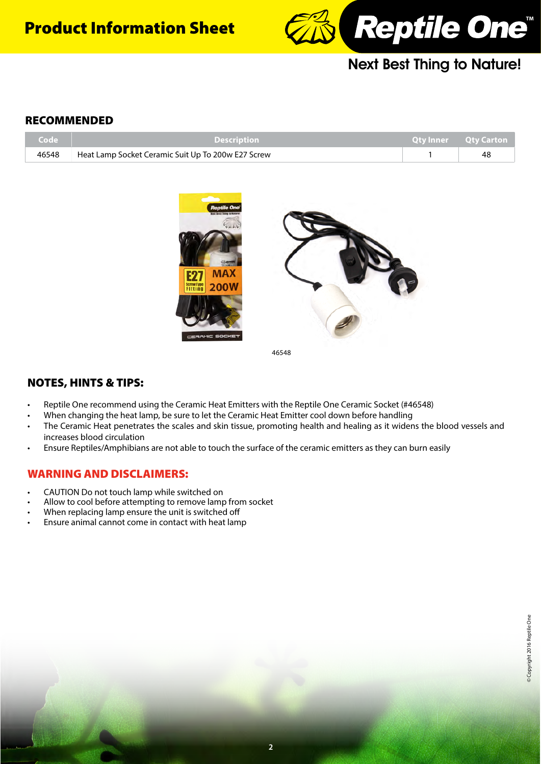## RECOMMENDED

| Code | Description | Qty Inner | Qty Carton |
|---|---|---|---|
| 46548 | Heat Lamp Socket Ceramic Suit Up To 200w E27 Screw | 1 | 48 |

46548

## NOTES, HINTS & TIPS:

- Reptile One recommend using the Ceramic Heat Emitters with the Reptile One Ceramic Socket (#46548)
- When changing the heat lamp, be sure to let the Ceramic Heat Emitter cool down before handling
- The Ceramic Heat penetrates the scales and skin tissue, promoting health and healing as it widens the blood vessels and increases blood circulation
- Ensure Reptiles/Amphibians are not able to touch the surface of the ceramic emitters as they can burn easily

## WARNING AND DISCLAIMERS:

- CAUTION Do not touch lamp while switched on
- Allow to cool before attempting to remove lamp from socket
- When replacing lamp ensure the unit is switched off
- Ensure animal cannot come in contact with heat lamp

© Copyright 2016 Reptile One